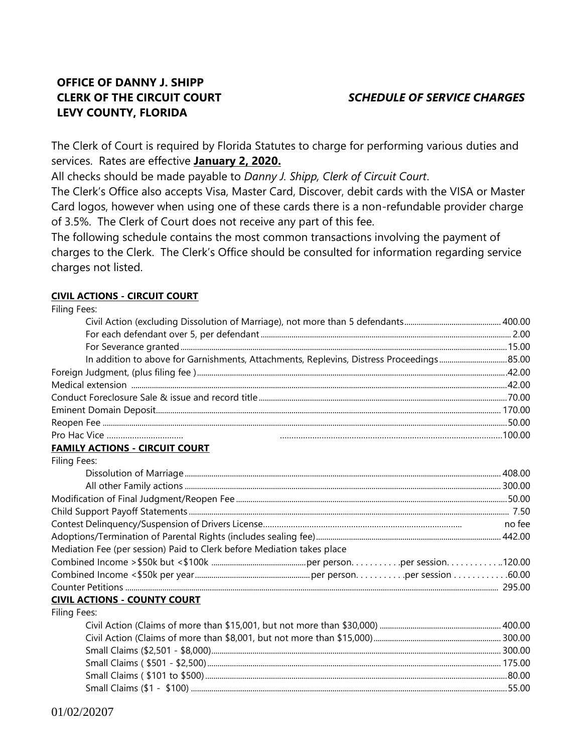**OFFICE OF DANNY J. SHIPP**
**CLERK OF THE CIRCUIT COURT**
**LEVY COUNTY, FLORIDA**

***SCHEDULE OF SERVICE CHARGES***

The Clerk of Court is required by Florida Statutes to charge for performing various duties and services. Rates are effective **January 2, 2020.**

All checks should be made payable to *Danny J. Shipp, Clerk of Circuit Court*.

The Clerk's Office also accepts Visa, Master Card, Discover, debit cards with the VISA or Master Card logos, however when using one of these cards there is a non-refundable provider charge of 3.5%. The Clerk of Court does not receive any part of this fee.

The following schedule contains the most common transactions involving the payment of charges to the Clerk. The Clerk's Office should be consulted for information regarding service charges not listed.

**CIVIL ACTIONS - CIRCUIT COURT**

| Item | Fee |
|---|---|
| Filing Fees: | |
| Civil Action (excluding Dissolution of Marriage), not more than 5 defendants | 400.00 |
| For each defendant over 5, per defendant | 2.00 |
| For Severance granted | 15.00 |
| In addition to above for Garnishments, Attachments, Replevins, Distress Proceedings | 85.00 |
| Foreign Judgment, (plus filing fee ) | 42.00 |
| Medical extension | 42.00 |
| Conduct Foreclosure Sale & issue and record title | 70.00 |
| Eminent Domain Deposit | 170.00 |
| Reopen Fee | 50.00 |
| Pro Hac Vice | 100.00 |

**FAMILY ACTIONS - CIRCUIT COURT**

| Item | Fee |
|---|---|
| Filing Fees: | |
| Dissolution of Marriage | 408.00 |
| All other Family actions | 300.00 |
| Modification of Final Judgment/Reopen Fee | 50.00 |
| Child Support Payoff Statements | 7.50 |
| Contest Delinquency/Suspension of Drivers License | no fee |
| Adoptions/Termination of Parental Rights (includes sealing fee) | 442.00 |
| Mediation Fee (per session) Paid to Clerk before Mediation takes place | |
| Combined Income >$50k but <$100k per person. . . . . . . . . . .per session | 120.00 |
| Combined Income <$50k per year per person. . . . . . . . . . .per session | 60.00 |
| Counter Petitions | 295.00 |

**CIVIL ACTIONS - COUNTY COURT**

| Item | Fee |
|---|---|
| Filing Fees: | |
| Civil Action (Claims of more than $15,001, but not more than $30,000) | 400.00 |
| Civil Action (Claims of more than $8,001, but not more than $15,000) | 300.00 |
| Small Claims ($2,501 - $8,000) | 300.00 |
| Small Claims ( $501 - $2,500) | 175.00 |
| Small Claims ( $101 to $500) | 80.00 |
| Small Claims ($1 - $100) | 55.00 |

01/02/20207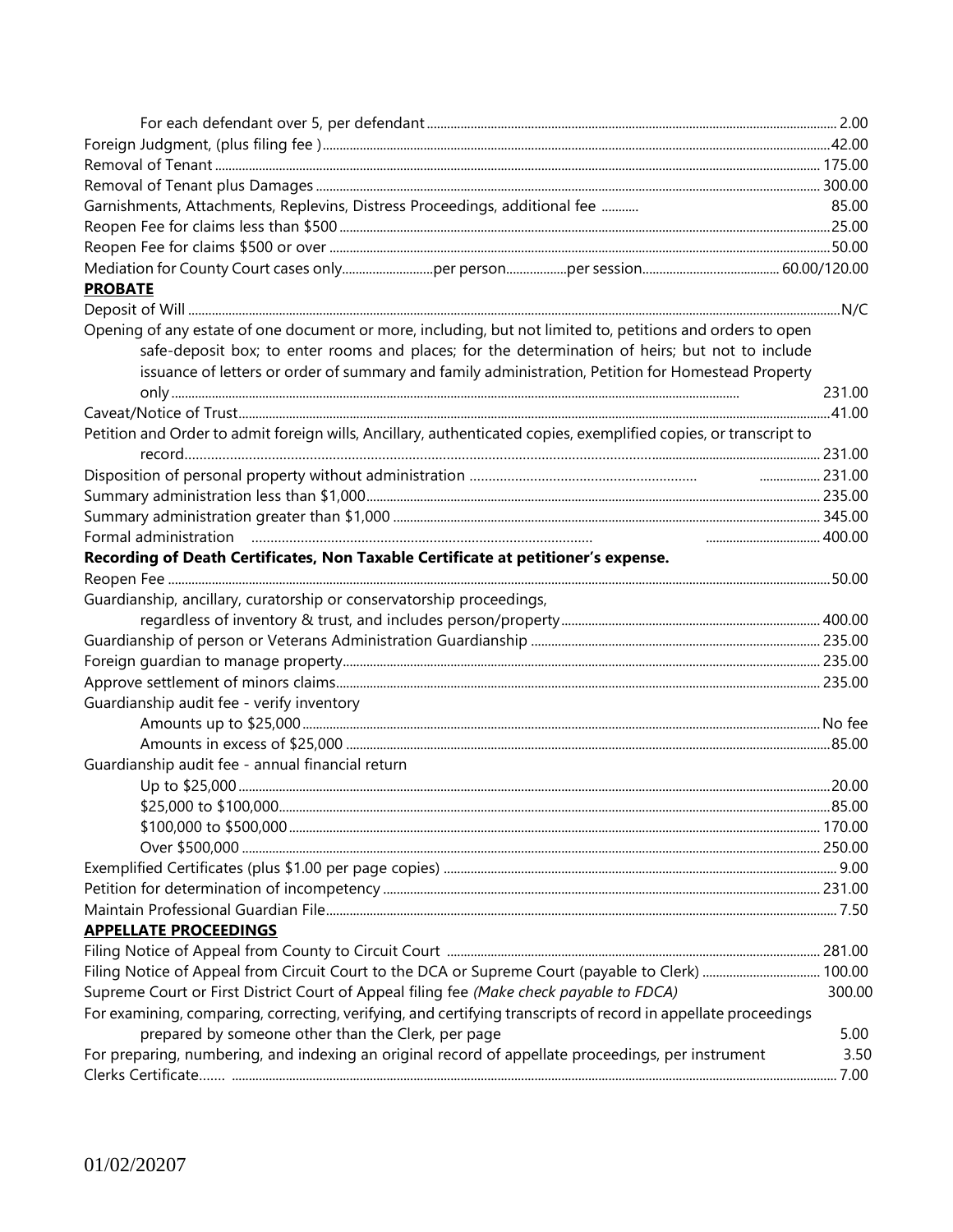| | |
|---|---|
| For each defendant over 5, per defendant | 2.00 |
| Foreign Judgment, (plus filing fee ) | 42.00 |
| Removal of Tenant | 175.00 |
| Removal of Tenant plus Damages | 300.00 |
| Garnishments, Attachments, Replevins, Distress Proceedings, additional fee | 85.00 |
| Reopen Fee for claims less than $500 | 25.00 |
| Reopen Fee for claims $500 or over | 50.00 |
| Mediation for County Court cases only............per person..................per session | 60.00/120.00 |

**PROBATE**

| | |
|---|---|
| Deposit of Will | N/C |
| Opening of any estate of one document or more, including, but not limited to, petitions and orders to open safe-deposit box; to enter rooms and places; for the determination of heirs; but not to include issuance of letters or order of summary and family administration, Petition for Homestead Property only | 231.00 |
| Caveat/Notice of Trust | 41.00 |
| Petition and Order to admit foreign wills, Ancillary, authenticated copies, exemplified copies, or transcript to record | 231.00 |
| Disposition of personal property without administration | 231.00 |
| Summary administration less than $1,000 | 235.00 |
| Summary administration greater than $1,000 | 345.00 |
| Formal administration | 400.00 |

**Recording of Death Certificates, Non Taxable Certificate at petitioner's expense.**

| | |
|---|---|
| Reopen Fee | 50.00 |
| Guardianship, ancillary, curatorship or conservatorship proceedings, regardless of inventory & trust, and includes person/property | 400.00 |
| Guardianship of person or Veterans Administration Guardianship | 235.00 |
| Foreign guardian to manage property | 235.00 |
| Approve settlement of minors claims | 235.00 |
| Guardianship audit fee - verify inventory | |
| Amounts up to $25,000 | No fee |
| Amounts in excess of $25,000 | 85.00 |
| Guardianship audit fee - annual financial return | |
| Up to $25,000 | 20.00 |
| $25,000 to $100,000 | 85.00 |
| $100,000 to $500,000 | 170.00 |
| Over $500,000 | 250.00 |
| Exemplified Certificates (plus $1.00 per page copies) | 9.00 |
| Petition for determination of incompetency | 231.00 |
| Maintain Professional Guardian File | 7.50 |

**APPELLATE PROCEEDINGS**

| | |
|---|---|
| Filing Notice of Appeal from County to Circuit Court | 281.00 |
| Filing Notice of Appeal from Circuit Court to the DCA or Supreme Court (payable to Clerk) | 100.00 |
| Supreme Court or First District Court of Appeal filing fee *(Make check payable to FDCA)* | 300.00 |
| For examining, comparing, correcting, verifying, and certifying transcripts of record in appellate proceedings prepared by someone other than the Clerk, per page | 5.00 |
| For preparing, numbering, and indexing an original record of appellate proceedings, per instrument | 3.50 |
| Clerks Certificate....... | 7.00 |

01/02/20207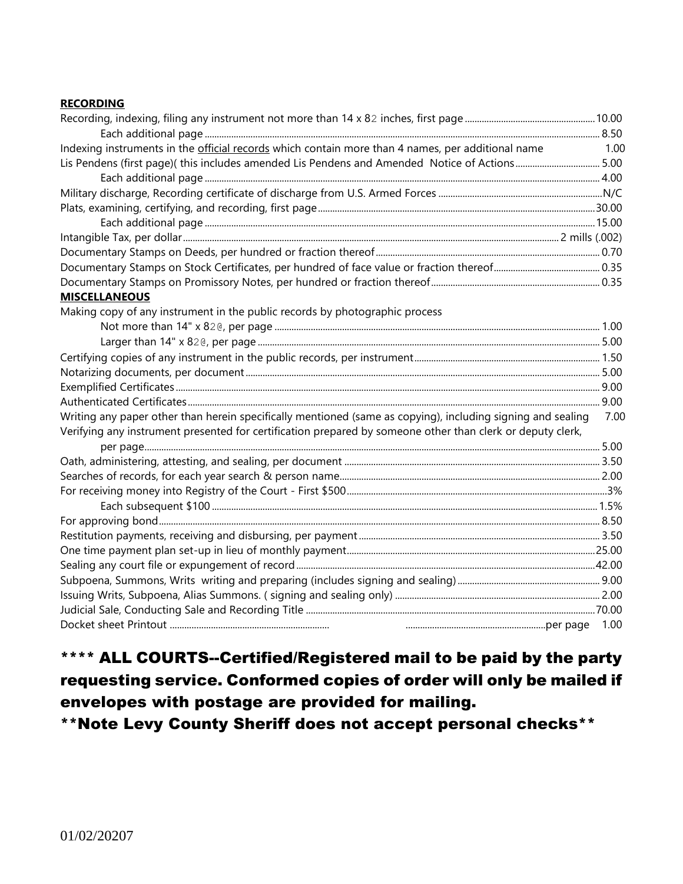**RECORDING**

| | |
|---|---|
| Recording, indexing, filing any instrument not more than 14 x 82 inches, first page | 10.00 |
| Each additional page | 8.50 |
| Indexing instruments in the official records which contain more than 4 names, per additional name | 1.00 |
| Lis Pendens (first page)( this includes amended Lis Pendens and Amended Notice of Actions | 5.00 |
| Each additional page | 4.00 |
| Military discharge, Recording certificate of discharge from U.S. Armed Forces | N/C |
| Plats, examining, certifying, and recording, first page | 30.00 |
| Each additional page | 15.00 |
| Intangible Tax, per dollar | 2 mills (.002) |
| Documentary Stamps on Deeds, per hundred or fraction thereof | 0.70 |
| Documentary Stamps on Stock Certificates, per hundred of face value or fraction thereof | 0.35 |
| Documentary Stamps on Promissory Notes, per hundred or fraction thereof | 0.35 |

**MISCELLANEOUS**

| | |
|---|---|
| Making copy of any instrument in the public records by photographic process | |
| Not more than 14" x 82@, per page | 1.00 |
| Larger than 14" x 82@, per page | 5.00 |
| Certifying copies of any instrument in the public records, per instrument | 1.50 |
| Notarizing documents, per document | 5.00 |
| Exemplified Certificates | 9.00 |
| Authenticated Certificates | 9.00 |
| Writing any paper other than herein specifically mentioned (same as copying), including signing and sealing | 7.00 |
| Verifying any instrument presented for certification prepared by someone other than clerk or deputy clerk, per page | 5.00 |
| Oath, administering, attesting, and sealing, per document | 3.50 |
| Searches of records, for each year search & person name | 2.00 |
| For receiving money into Registry of the Court - First $500 | 3% |
| Each subsequent $100 | 1.5% |
| For approving bond | 8.50 |
| Restitution payments, receiving and disbursing, per payment | 3.50 |
| One time payment plan set-up in lieu of monthly payment | 25.00 |
| Sealing any court file or expungement of record | 42.00 |
| Subpoena, Summons, Writs writing and preparing (includes signing and sealing) | 9.00 |
| Issuing Writs, Subpoena, Alias Summons. ( signing and sealing only) | 2.00 |
| Judicial Sale, Conducting Sale and Recording Title | 70.00 |
| Docket sheet Printout per page | 1.00 |

**\*\*\*\* ALL COURTS--Certified/Registered mail to be paid by the party requesting service. Conformed copies of order will only be mailed if envelopes with postage are provided for mailing.**

**\*\*Note Levy County Sheriff does not accept personal checks\*\***

01/02/20207